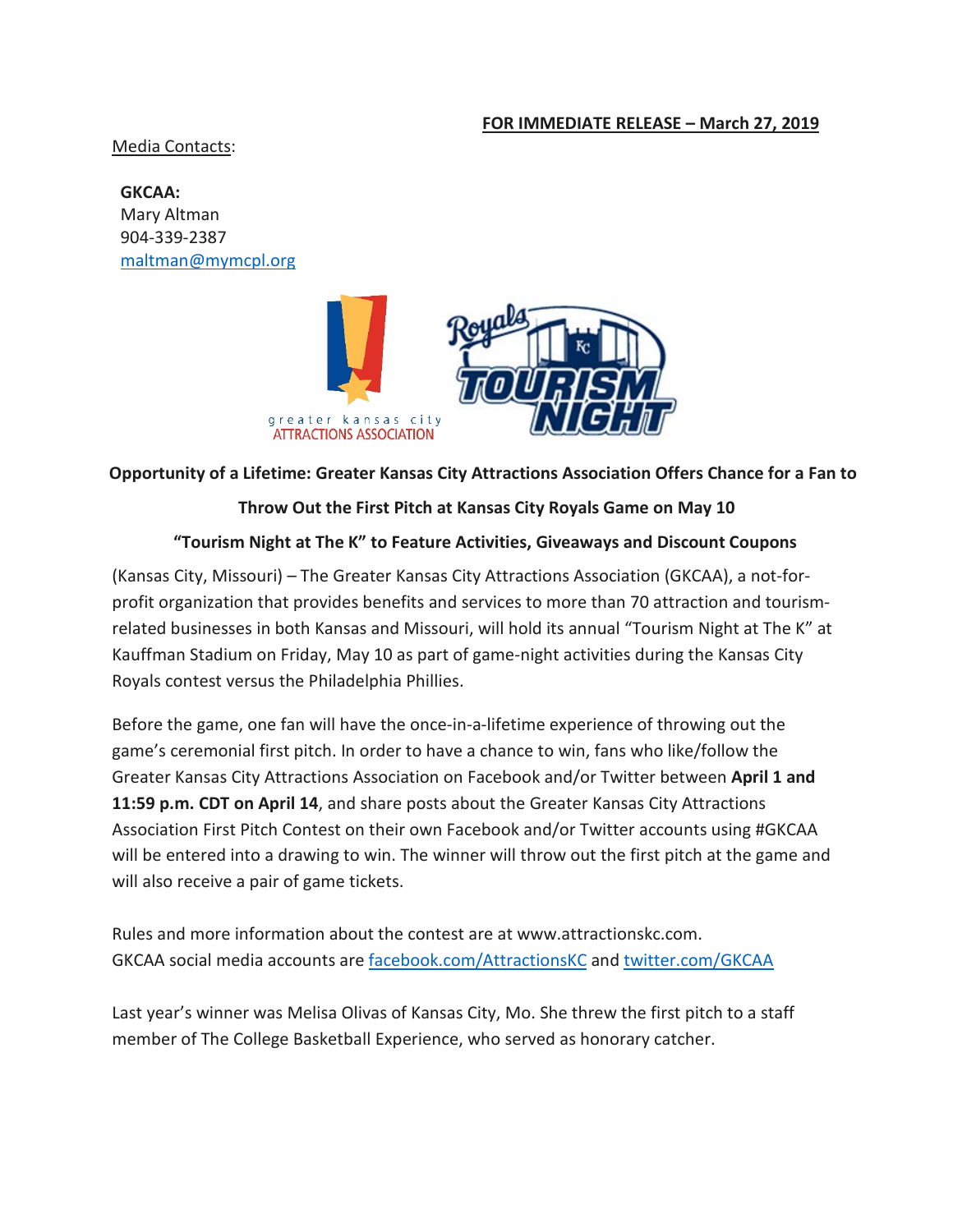**FOR IMMEDIATE RELEASE – March 27, 2019**

Media Contacts:

**GKCAA:**
Mary Altman
904-339-2387
maltman@mymcpl.org

**Opportunity of a Lifetime: Greater Kansas City Attractions Association Offers Chance for a Fan to Throw Out the First Pitch at Kansas City Royals Game on May 10**

**"Tourism Night at The K" to Feature Activities, Giveaways and Discount Coupons**

(Kansas City, Missouri) – The Greater Kansas City Attractions Association (GKCAA), a not-for-profit organization that provides benefits and services to more than 70 attraction and tourism-related businesses in both Kansas and Missouri, will hold its annual "Tourism Night at The K" at Kauffman Stadium on Friday, May 10 as part of game-night activities during the Kansas City Royals contest versus the Philadelphia Phillies.

Before the game, one fan will have the once-in-a-lifetime experience of throwing out the game's ceremonial first pitch. In order to have a chance to win, fans who like/follow the Greater Kansas City Attractions Association on Facebook and/or Twitter between **April 1 and 11:59 p.m. CDT on April 14**, and share posts about the Greater Kansas City Attractions Association First Pitch Contest on their own Facebook and/or Twitter accounts using #GKCAA will be entered into a drawing to win. The winner will throw out the first pitch at the game and will also receive a pair of game tickets.

Rules and more information about the contest are at www.attractionskc.com.
GKCAA social media accounts are facebook.com/AttractionsKC and twitter.com/GKCAA

Last year's winner was Melisa Olivas of Kansas City, Mo. She threw the first pitch to a staff member of The College Basketball Experience, who served as honorary catcher.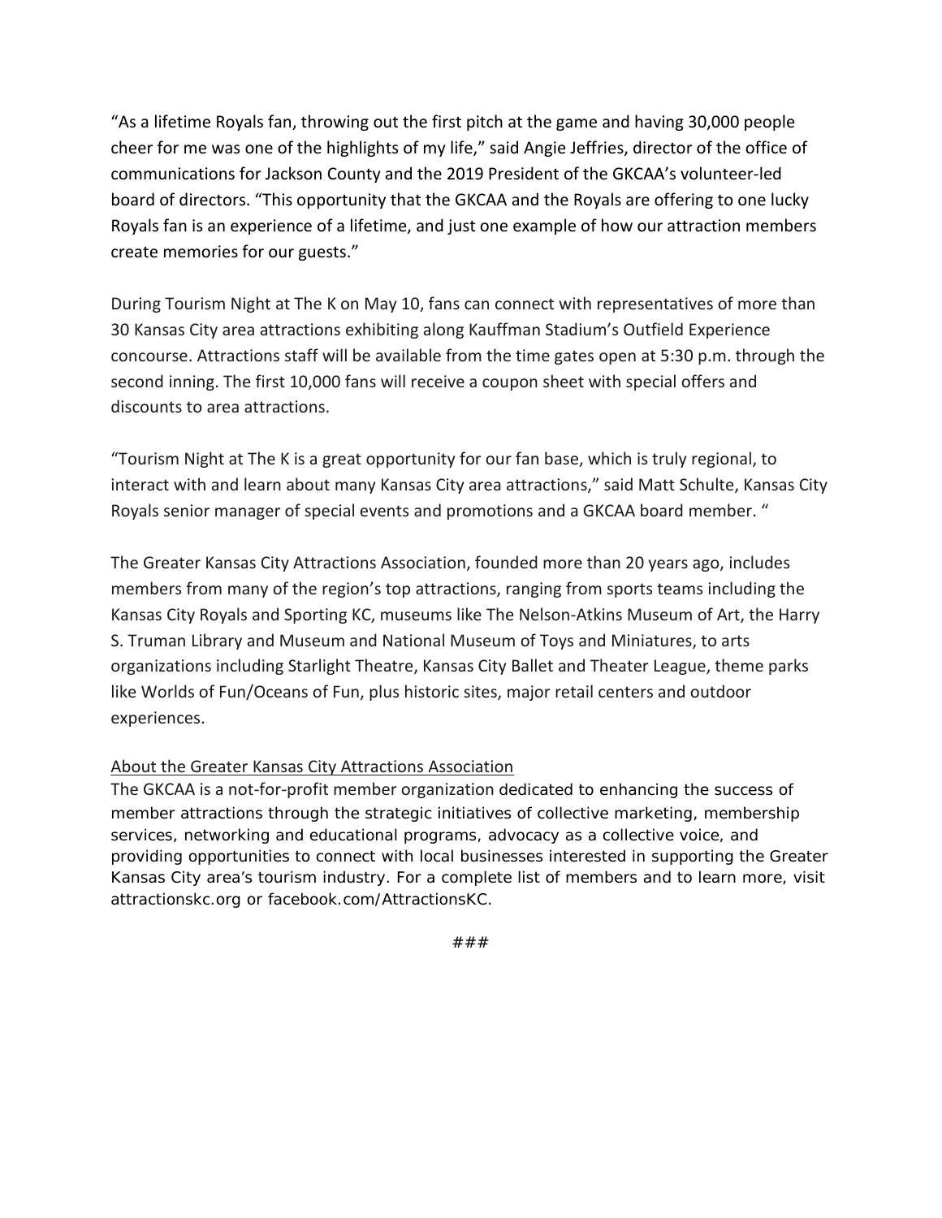"As a lifetime Royals fan, throwing out the first pitch at the game and having 30,000 people cheer for me was one of the highlights of my life," said Angie Jeffries, director of the office of communications for Jackson County and the 2019 President of the GKCAA's volunteer-led board of directors. "This opportunity that the GKCAA and the Royals are offering to one lucky Royals fan is an experience of a lifetime, and just one example of how our attraction members create memories for our guests."

During Tourism Night at The K on May 10, fans can connect with representatives of more than 30 Kansas City area attractions exhibiting along Kauffman Stadium's Outfield Experience concourse. Attractions staff will be available from the time gates open at 5:30 p.m. through the second inning. The first 10,000 fans will receive a coupon sheet with special offers and discounts to area attractions.

"Tourism Night at The K is a great opportunity for our fan base, which is truly regional, to interact with and learn about many Kansas City area attractions," said Matt Schulte, Kansas City Royals senior manager of special events and promotions and a GKCAA board member. "

The Greater Kansas City Attractions Association, founded more than 20 years ago, includes members from many of the region's top attractions, ranging from sports teams including the Kansas City Royals and Sporting KC, museums like The Nelson-Atkins Museum of Art, the Harry S. Truman Library and Museum and National Museum of Toys and Miniatures, to arts organizations including Starlight Theatre, Kansas City Ballet and Theater League, theme parks like Worlds of Fun/Oceans of Fun, plus historic sites, major retail centers and outdoor experiences.

About the Greater Kansas City Attractions Association

The GKCAA is a not-for-profit member organization dedicated to enhancing the success of member attractions through the strategic initiatives of collective marketing, membership services, networking and educational programs, advocacy as a collective voice, and providing opportunities to connect with local businesses interested in supporting the Greater Kansas City area's tourism industry. For a complete list of members and to learn more, visit attractionskc.org or facebook.com/AttractionsKC.

###